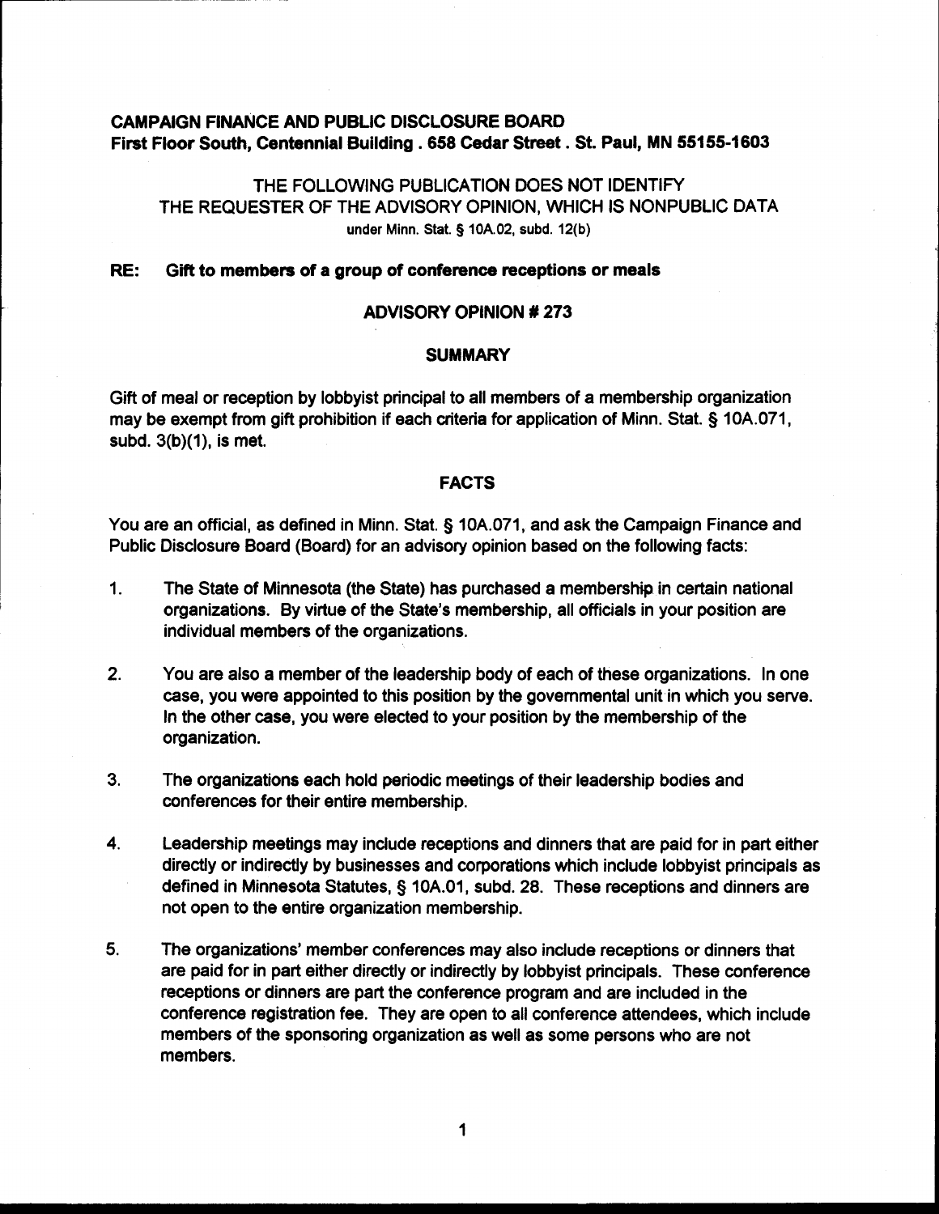**CAMPAIGN FINANCE AND PUBLIC DISCLOSURE BOARD**
**First Floor South, Centennial Building . 658 Cedar Street . St. Paul, MN 55155-1603**

THE FOLLOWING PUBLICATION DOES NOT IDENTIFY
THE REQUESTER OF THE ADVISORY OPINION, WHICH IS NONPUBLIC DATA
under Minn. Stat. § 10A.02, subd. 12(b)

**RE: Gift to members of a group of conference receptions or meals**

## ADVISORY OPINION # 273

### SUMMARY

Gift of meal or reception by lobbyist principal to all members of a membership organization may be exempt from gift prohibition if each criteria for application of Minn. Stat. § 10A.071, subd. 3(b)(1), is met.

### FACTS

You are an official, as defined in Minn. Stat. § 10A.071, and ask the Campaign Finance and Public Disclosure Board (Board) for an advisory opinion based on the following facts:

1. The State of Minnesota (the State) has purchased a membership in certain national organizations. By virtue of the State's membership, all officials in your position are individual members of the organizations.

2. You are also a member of the leadership body of each of these organizations. In one case, you were appointed to this position by the governmental unit in which you serve. In the other case, you were elected to your position by the membership of the organization.

3. The organizations each hold periodic meetings of their leadership bodies and conferences for their entire membership.

4. Leadership meetings may include receptions and dinners that are paid for in part either directly or indirectly by businesses and corporations which include lobbyist principals as defined in Minnesota Statutes, § 10A.01, subd. 28. These receptions and dinners are not open to the entire organization membership.

5. The organizations' member conferences may also include receptions or dinners that are paid for in part either directly or indirectly by lobbyist principals. These conference receptions or dinners are part the conference program and are included in the conference registration fee. They are open to all conference attendees, which include members of the sponsoring organization as well as some persons who are not members.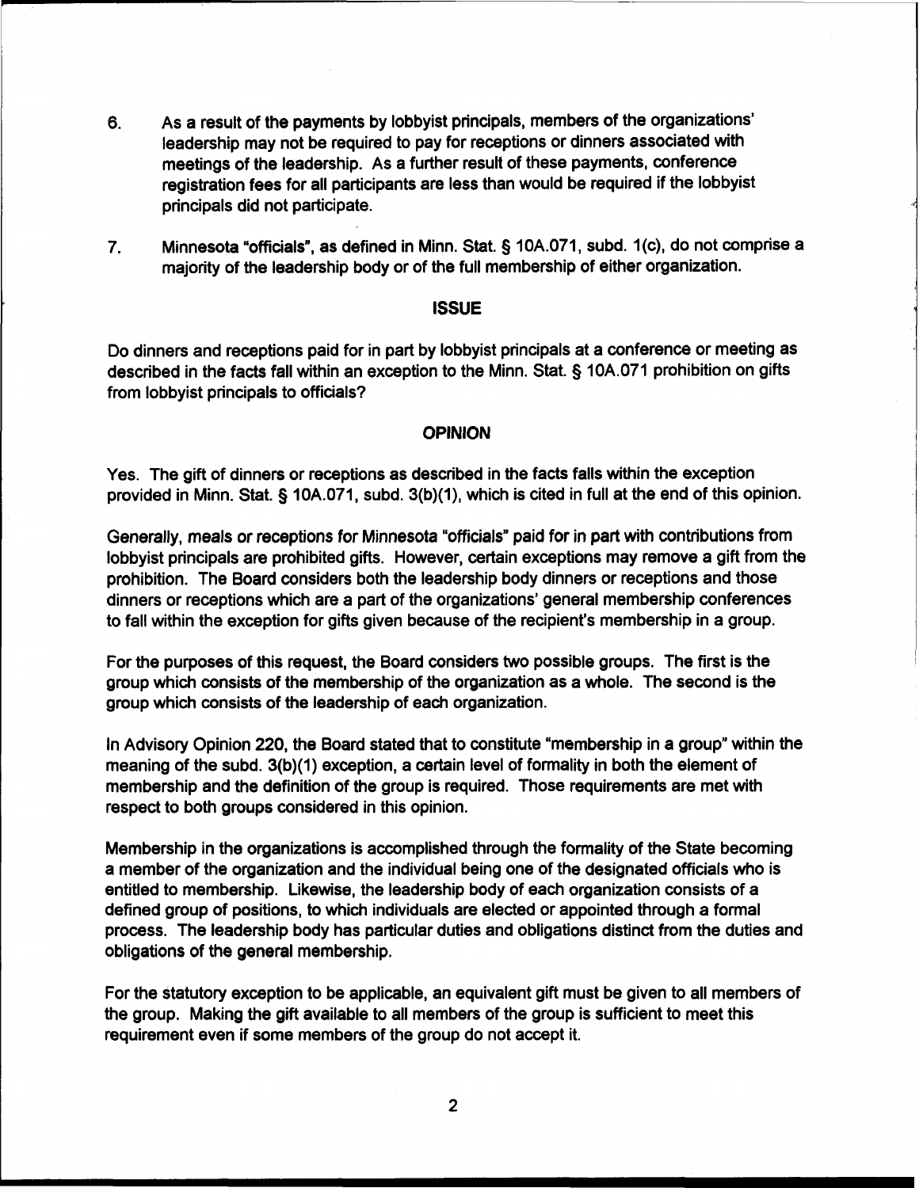6. As a result of the payments by lobbyist principals, members of the organizations' leadership may not be required to pay for receptions or dinners associated with meetings of the leadership. As a further result of these payments, conference registration fees for all participants are less than would be required if the lobbyist principals did not participate.

7. Minnesota "officials", as defined in Minn. Stat. § 10A.071, subd. 1(c), do not comprise a majority of the leadership body or of the full membership of either organization.

## ISSUE

Do dinners and receptions paid for in part by lobbyist principals at a conference or meeting as described in the facts fall within an exception to the Minn. Stat. § 10A.071 prohibition on gifts from lobbyist principals to officials?

## OPINION

Yes. The gift of dinners or receptions as described in the facts falls within the exception provided in Minn. Stat. § 10A.071, subd. 3(b)(1), which is cited in full at the end of this opinion.

Generally, meals or receptions for Minnesota "officials" paid for in part with contributions from lobbyist principals are prohibited gifts. However, certain exceptions may remove a gift from the prohibition. The Board considers both the leadership body dinners or receptions and those dinners or receptions which are a part of the organizations' general membership conferences to fall within the exception for gifts given because of the recipient's membership in a group.

For the purposes of this request, the Board considers two possible groups. The first is the group which consists of the membership of the organization as a whole. The second is the group which consists of the leadership of each organization.

In Advisory Opinion 220, the Board stated that to constitute "membership in a group" within the meaning of the subd. 3(b)(1) exception, a certain level of formality in both the element of membership and the definition of the group is required. Those requirements are met with respect to both groups considered in this opinion.

Membership in the organizations is accomplished through the formality of the State becoming a member of the organization and the individual being one of the designated officials who is entitled to membership. Likewise, the leadership body of each organization consists of a defined group of positions, to which individuals are elected or appointed through a formal process. The leadership body has particular duties and obligations distinct from the duties and obligations of the general membership.

For the statutory exception to be applicable, an equivalent gift must be given to all members of the group. Making the gift available to all members of the group is sufficient to meet this requirement even if some members of the group do not accept it.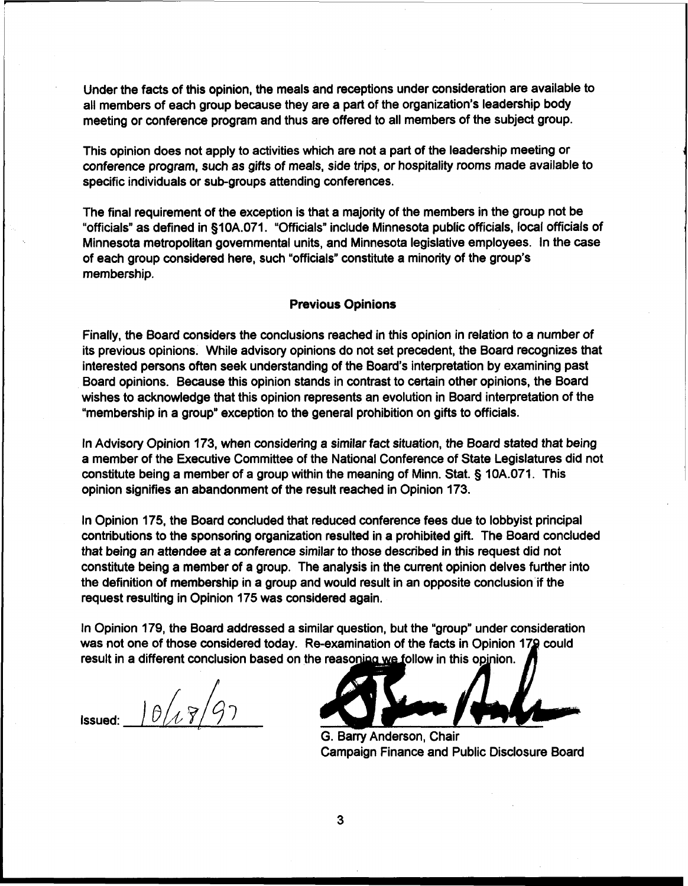Under the facts of this opinion, the meals and receptions under consideration are available to all members of each group because they are a part of the organization's leadership body meeting or conference program and thus are offered to all members of the subject group.

This opinion does not apply to activities which are not a part of the leadership meeting or conference program, such as gifts of meals, side trips, or hospitality rooms made available to specific individuals or sub-groups attending conferences.

The final requirement of the exception is that a majority of the members in the group not be "officials" as defined in §10A.071. "Officials" include Minnesota public officials, local officials of Minnesota metropolitan governmental units, and Minnesota legislative employees. In the case of each group considered here, such "officials" constitute a minority of the group's membership.

## Previous Opinions

Finally, the Board considers the conclusions reached in this opinion in relation to a number of its previous opinions. While advisory opinions do not set precedent, the Board recognizes that interested persons often seek understanding of the Board's interpretation by examining past Board opinions. Because this opinion stands in contrast to certain other opinions, the Board wishes to acknowledge that this opinion represents an evolution in Board interpretation of the "membership in a group" exception to the general prohibition on gifts to officials.

In Advisory Opinion 173, when considering a similar fact situation, the Board stated that being a member of the Executive Committee of the National Conference of State Legislatures did not constitute being a member of a group within the meaning of Minn. Stat. § 10A.071. This opinion signifies an abandonment of the result reached in Opinion 173.

In Opinion 175, the Board concluded that reduced conference fees due to lobbyist principal contributions to the sponsoring organization resulted in a prohibited gift. The Board concluded that being an attendee at a conference similar to those described in this request did not constitute being a member of a group. The analysis in the current opinion delves further into the definition of membership in a group and would result in an opposite conclusion if the request resulting in Opinion 175 was considered again.

In Opinion 179, the Board addressed a similar question, but the "group" under consideration was not one of those considered today. Re-examination of the facts in Opinion 179 could result in a different conclusion based on the reasoning we follow in this opinion.

Issued: 10/28/97

G. Barry Anderson, Chair
Campaign Finance and Public Disclosure Board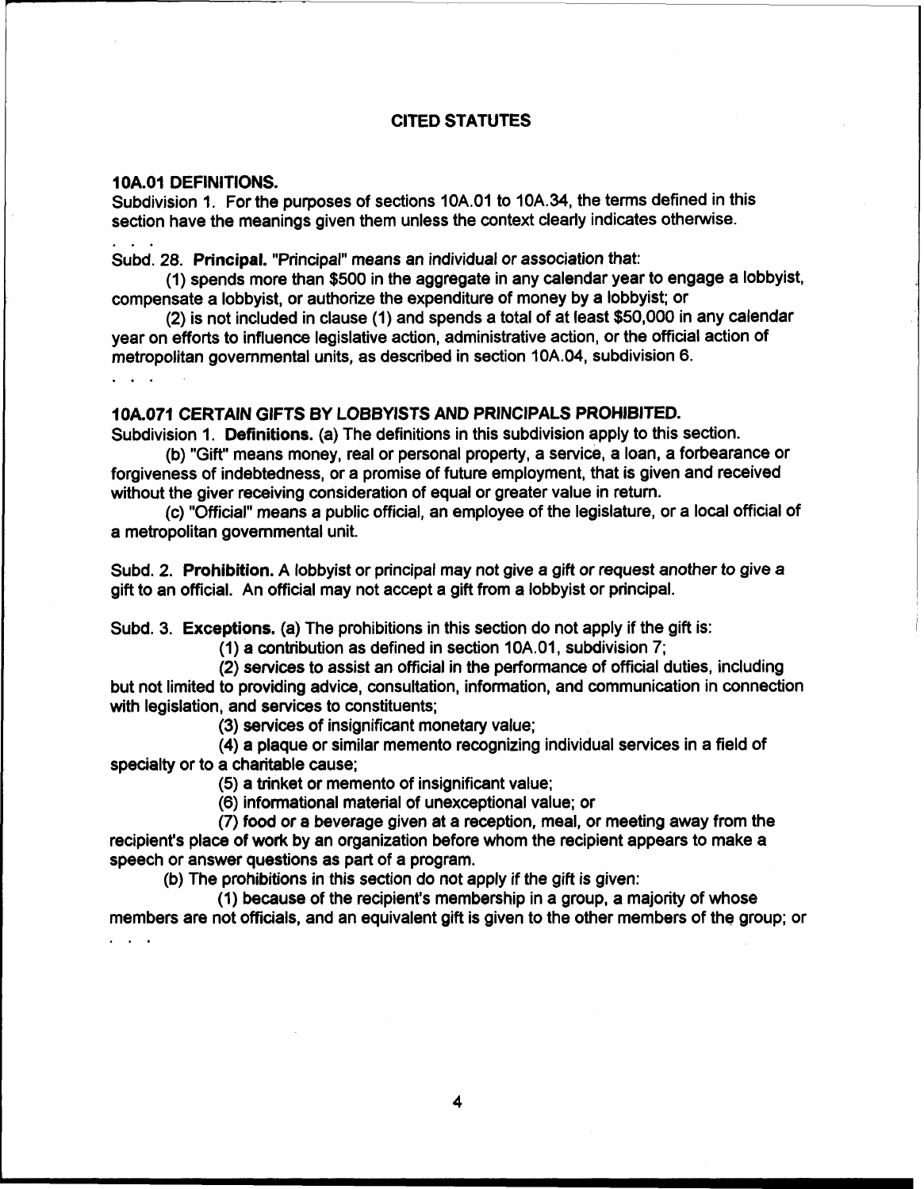## CITED STATUTES

### 10A.01 DEFINITIONS.

Subdivision 1. For the purposes of sections 10A.01 to 10A.34, the terms defined in this section have the meanings given them unless the context clearly indicates otherwise.

. . .

Subd. 28. **Principal.** "Principal" means an individual or association that:

(1) spends more than $500 in the aggregate in any calendar year to engage a lobbyist, compensate a lobbyist, or authorize the expenditure of money by a lobbyist; or

(2) is not included in clause (1) and spends a total of at least $50,000 in any calendar year on efforts to influence legislative action, administrative action, or the official action of metropolitan governmental units, as described in section 10A.04, subdivision 6.

. . .

### 10A.071 CERTAIN GIFTS BY LOBBYISTS AND PRINCIPALS PROHIBITED.

Subdivision 1. **Definitions.** (a) The definitions in this subdivision apply to this section.

(b) "Gift" means money, real or personal property, a service, a loan, a forbearance or forgiveness of indebtedness, or a promise of future employment, that is given and received without the giver receiving consideration of equal or greater value in return.

(c) "Official" means a public official, an employee of the legislature, or a local official of a metropolitan governmental unit.

Subd. 2. **Prohibition.** A lobbyist or principal may not give a gift or request another to give a gift to an official. An official may not accept a gift from a lobbyist or principal.

Subd. 3. **Exceptions.** (a) The prohibitions in this section do not apply if the gift is:

(1) a contribution as defined in section 10A.01, subdivision 7;

(2) services to assist an official in the performance of official duties, including but not limited to providing advice, consultation, information, and communication in connection with legislation, and services to constituents;

(3) services of insignificant monetary value;

(4) a plaque or similar memento recognizing individual services in a field of specialty or to a charitable cause;

(5) a trinket or memento of insignificant value;

(6) informational material of unexceptional value; or

(7) food or a beverage given at a reception, meal, or meeting away from the recipient's place of work by an organization before whom the recipient appears to make a speech or answer questions as part of a program.

(b) The prohibitions in this section do not apply if the gift is given:

(1) because of the recipient's membership in a group, a majority of whose members are not officials, and an equivalent gift is given to the other members of the group; or

. . .